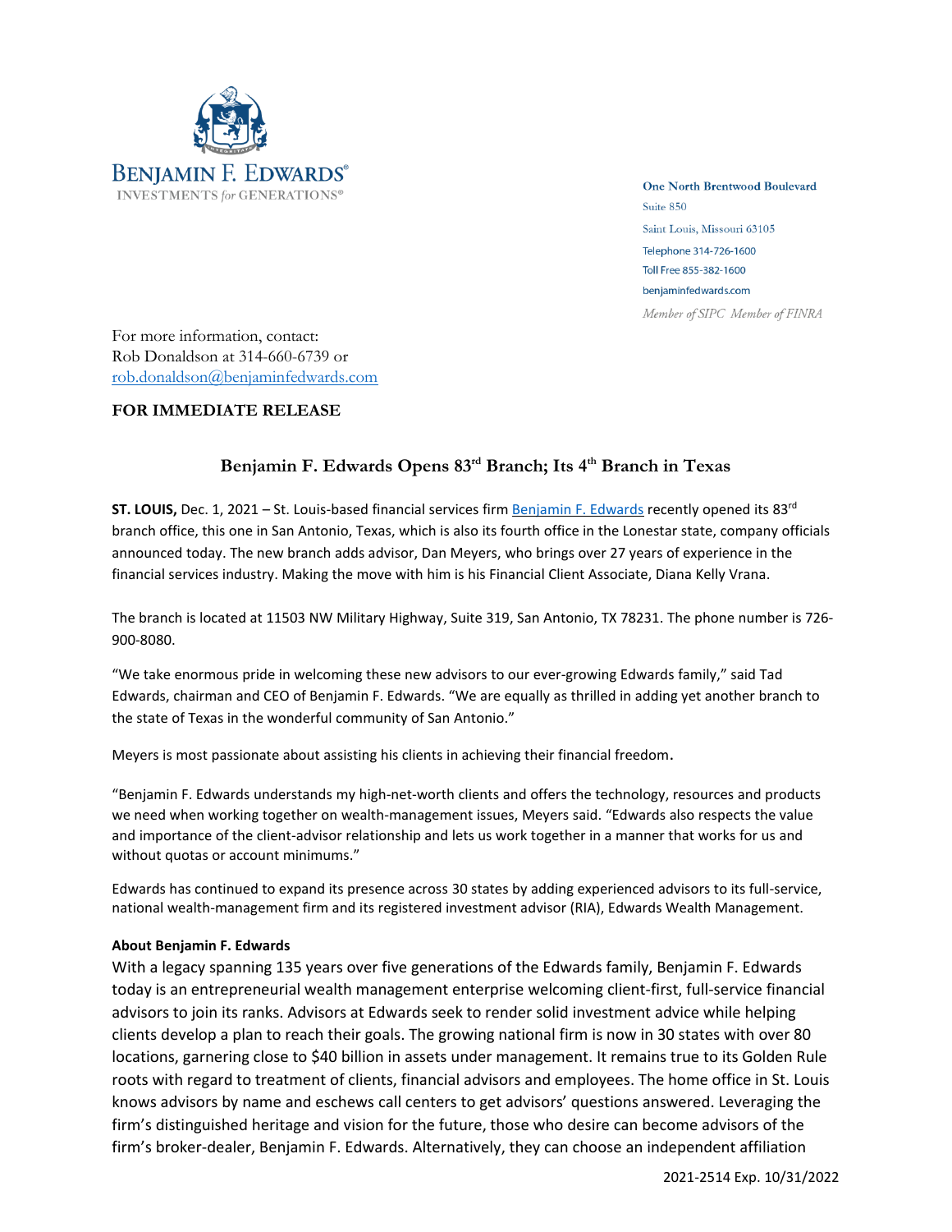BENJAMIN F. EDWARDS®
INVESTMENTS *for* GENERATIONS®

**One North Brentwood Boulevard**
Suite 850
Saint Louis, Missouri 63105
Telephone 314-726-1600
Toll Free 855-382-1600
benjaminfedwards.com
*Member of SIPC Member of FINRA*

For more information, contact:
Rob Donaldson at 314-660-6739 or
rob.donaldson@benjaminfedwards.com

**FOR IMMEDIATE RELEASE**

## Benjamin F. Edwards Opens 83rd Branch; Its 4th Branch in Texas

**ST. LOUIS,** Dec. 1, 2021 – St. Louis-based financial services firm Benjamin F. Edwards recently opened its 83rd branch office, this one in San Antonio, Texas, which is also its fourth office in the Lonestar state, company officials announced today. The new branch adds advisor, Dan Meyers, who brings over 27 years of experience in the financial services industry. Making the move with him is his Financial Client Associate, Diana Kelly Vrana.

The branch is located at 11503 NW Military Highway, Suite 319, San Antonio, TX 78231. The phone number is 726-900-8080.

"We take enormous pride in welcoming these new advisors to our ever-growing Edwards family," said Tad Edwards, chairman and CEO of Benjamin F. Edwards. "We are equally as thrilled in adding yet another branch to the state of Texas in the wonderful community of San Antonio."

Meyers is most passionate about assisting his clients in achieving their financial freedom.

"Benjamin F. Edwards understands my high-net-worth clients and offers the technology, resources and products we need when working together on wealth-management issues, Meyers said. "Edwards also respects the value and importance of the client-advisor relationship and lets us work together in a manner that works for us and without quotas or account minimums."

Edwards has continued to expand its presence across 30 states by adding experienced advisors to its full-service, national wealth-management firm and its registered investment advisor (RIA), Edwards Wealth Management.

**About Benjamin F. Edwards**

With a legacy spanning 135 years over five generations of the Edwards family, Benjamin F. Edwards today is an entrepreneurial wealth management enterprise welcoming client-first, full-service financial advisors to join its ranks. Advisors at Edwards seek to render solid investment advice while helping clients develop a plan to reach their goals. The growing national firm is now in 30 states with over 80 locations, garnering close to $40 billion in assets under management. It remains true to its Golden Rule roots with regard to treatment of clients, financial advisors and employees. The home office in St. Louis knows advisors by name and eschews call centers to get advisors' questions answered. Leveraging the firm's distinguished heritage and vision for the future, those who desire can become advisors of the firm's broker-dealer, Benjamin F. Edwards. Alternatively, they can choose an independent affiliation

2021-2514 Exp. 10/31/2022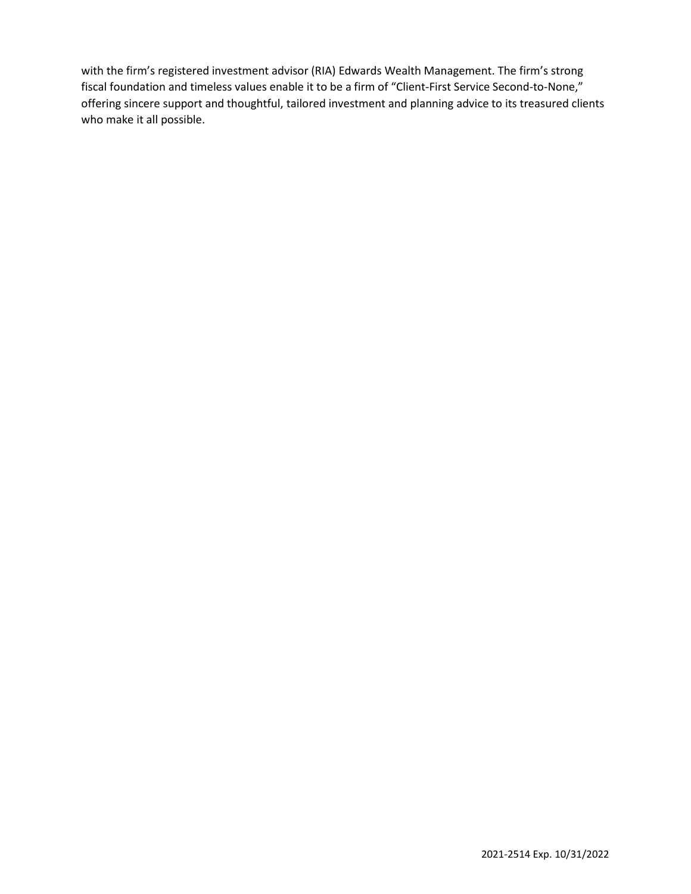with the firm's registered investment advisor (RIA) Edwards Wealth Management. The firm's strong fiscal foundation and timeless values enable it to be a firm of "Client-First Service Second-to-None," offering sincere support and thoughtful, tailored investment and planning advice to its treasured clients who make it all possible.